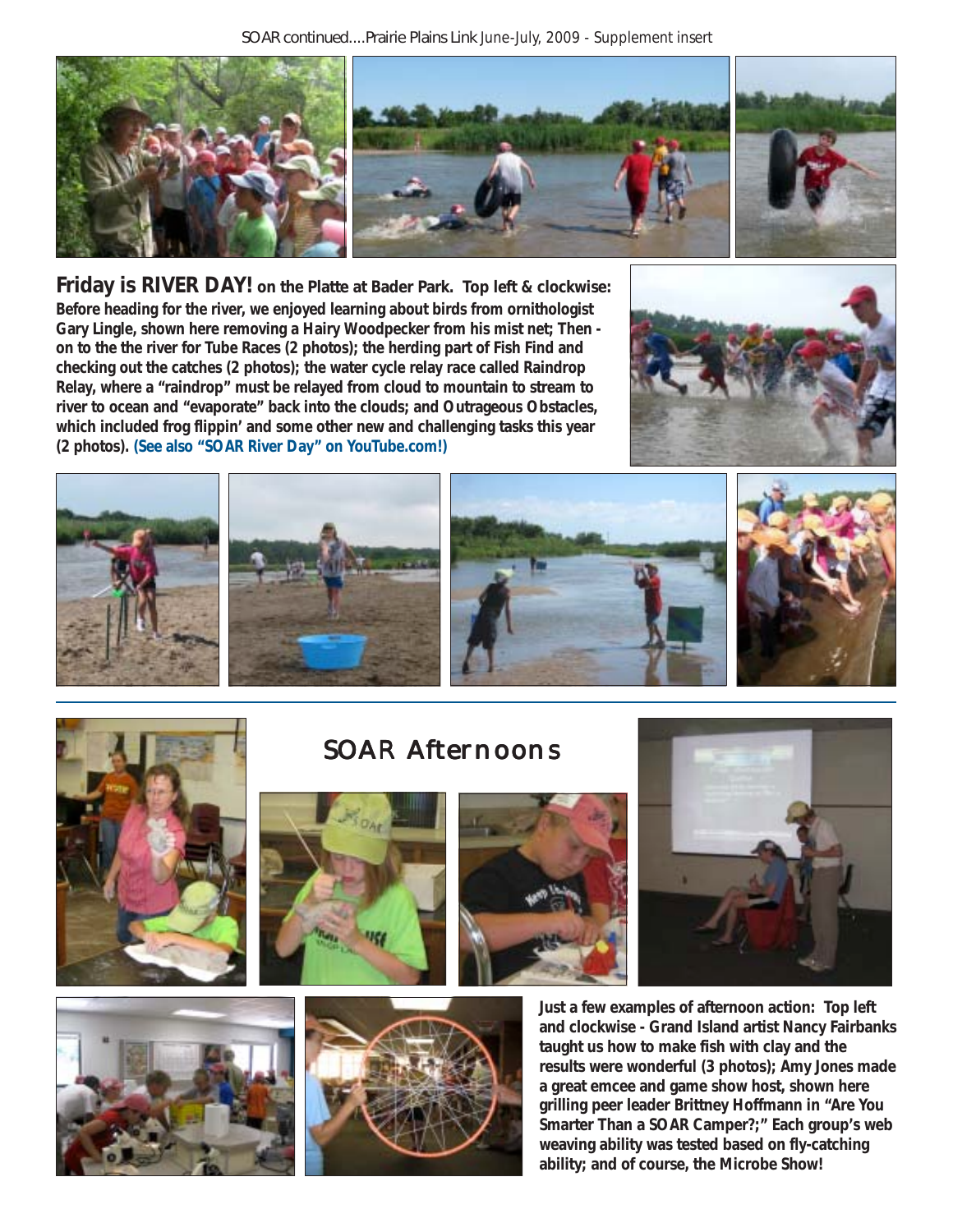**Friday is RIVER DAY!** **on the Platte at Bader Park. Top left & clockwise: Before heading for the river, we enjoyed learning about birds from ornithologist Gary Lingle, shown here removing a Hairy Woodpecker from his mist net; Then - on to the the river for Tube Races (2 photos); the herding part of Fish Find and checking out the catches (2 photos); the water cycle relay race called Raindrop Relay, where a "raindrop" must be relayed from cloud to mountain to stream to river to ocean and "evaporate" back into the clouds; and Outrageous Obstacles, which included frog flippin' and some other new and challenging tasks this year (2 photos). (See also "SOAR River Day" on YouTube.com!)**

## SOAR Afternoons

**Just a few examples of afternoon action: Top left and clockwise - Grand Island artist Nancy Fairbanks taught us how to make fish with clay and the results were wonderful (3 photos); Amy Jones made a great emcee and game show host, shown here grilling peer leader Brittney Hoffmann in "Are You Smarter Than a SOAR Camper?;" Each group's web weaving ability was tested based on fly-catching ability; and of course, the Microbe Show!**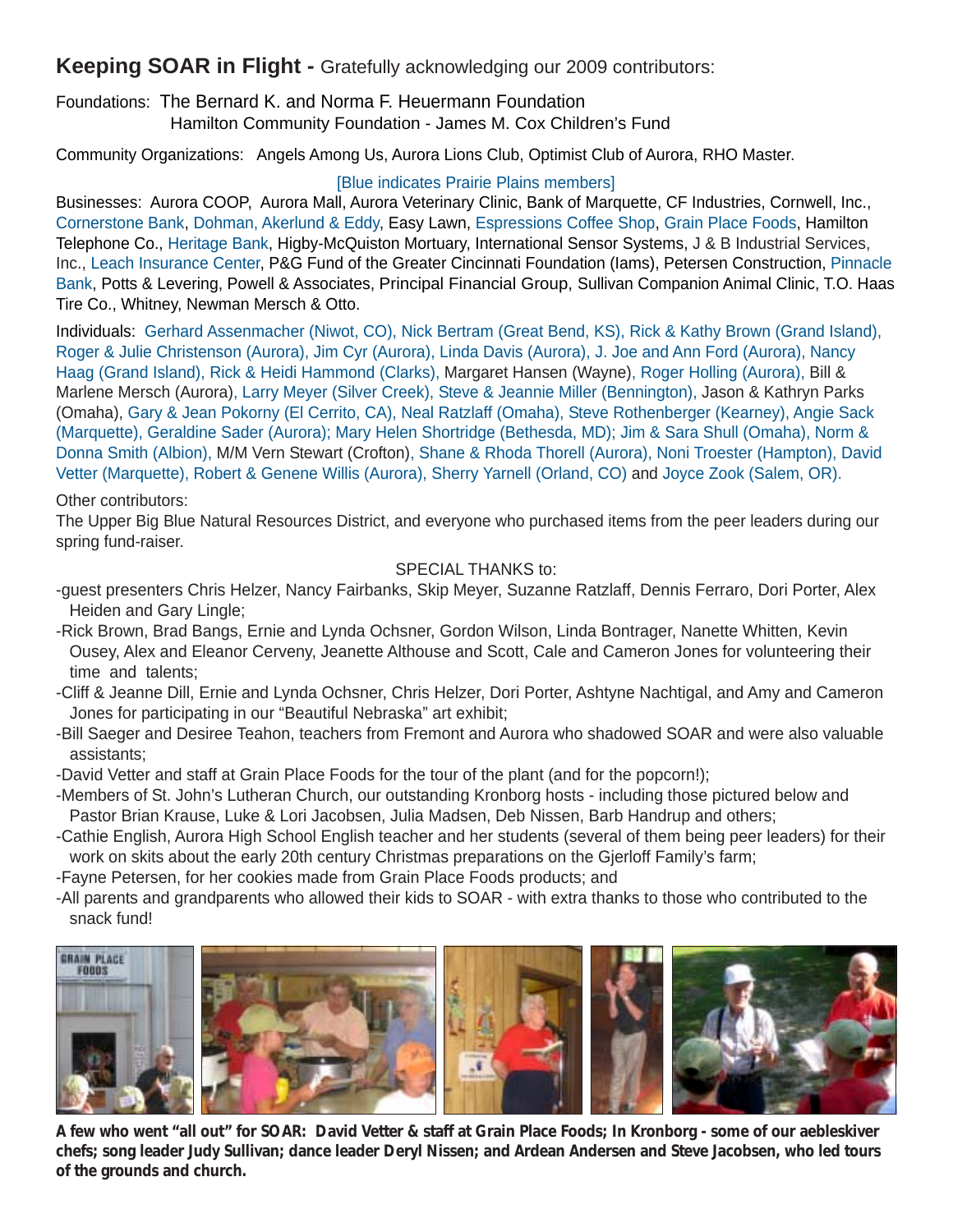## Keeping SOAR in Flight - Gratefully acknowledging our 2009 contributors:

Foundations: The Bernard K. and Norma F. Heuermann Foundation
Hamilton Community Foundation - James M. Cox Children's Fund

Community Organizations: Angels Among Us, Aurora Lions Club, Optimist Club of Aurora, RHO Master.

[Blue indicates Prairie Plains members]

Businesses: Aurora COOP, Aurora Mall, Aurora Veterinary Clinic, Bank of Marquette, CF Industries, Cornwell, Inc., Cornerstone Bank, Dohman, Akerlund & Eddy, Easy Lawn, Espressions Coffee Shop, Grain Place Foods, Hamilton Telephone Co., Heritage Bank, Higby-McQuiston Mortuary, International Sensor Systems, J & B Industrial Services, Inc., Leach Insurance Center, P&G Fund of the Greater Cincinnati Foundation (Iams), Petersen Construction, Pinnacle Bank, Potts & Levering, Powell & Associates, Principal Financial Group, Sullivan Companion Animal Clinic, T.O. Haas Tire Co., Whitney, Newman Mersch & Otto.

Individuals: Gerhard Assenmacher (Niwot, CO), Nick Bertram (Great Bend, KS), Rick & Kathy Brown (Grand Island), Roger & Julie Christenson (Aurora), Jim Cyr (Aurora), Linda Davis (Aurora), J. Joe and Ann Ford (Aurora), Nancy Haag (Grand Island), Rick & Heidi Hammond (Clarks), Margaret Hansen (Wayne), Roger Holling (Aurora), Bill & Marlene Mersch (Aurora), Larry Meyer (Silver Creek), Steve & Jeannie Miller (Bennington), Jason & Kathryn Parks (Omaha), Gary & Jean Pokorny (El Cerrito, CA), Neal Ratzlaff (Omaha), Steve Rothenberger (Kearney), Angie Sack (Marquette), Geraldine Sader (Aurora); Mary Helen Shortridge (Bethesda, MD); Jim & Sara Shull (Omaha), Norm & Donna Smith (Albion), M/M Vern Stewart (Crofton), Shane & Rhoda Thorell (Aurora), Noni Troester (Hampton), David Vetter (Marquette), Robert & Genene Willis (Aurora), Sherry Yarnell (Orland, CO) and Joyce Zook (Salem, OR).

Other contributors:
The Upper Big Blue Natural Resources District, and everyone who purchased items from the peer leaders during our spring fund-raiser.

SPECIAL THANKS to:

- -guest presenters Chris Helzer, Nancy Fairbanks, Skip Meyer, Suzanne Ratzlaff, Dennis Ferraro, Dori Porter, Alex Heiden and Gary Lingle;
- -Rick Brown, Brad Bangs, Ernie and Lynda Ochsner, Gordon Wilson, Linda Bontrager, Nanette Whitten, Kevin Ousey, Alex and Eleanor Cerveny, Jeanette Althouse and Scott, Cale and Cameron Jones for volunteering their time and talents;
- -Cliff & Jeanne Dill, Ernie and Lynda Ochsner, Chris Helzer, Dori Porter, Ashtyne Nachtigal, and Amy and Cameron Jones for participating in our "Beautiful Nebraska" art exhibit;
- -Bill Saeger and Desiree Teahon, teachers from Fremont and Aurora who shadowed SOAR and were also valuable assistants;
- -David Vetter and staff at Grain Place Foods for the tour of the plant (and for the popcorn!);
- -Members of St. John's Lutheran Church, our outstanding Kronborg hosts - including those pictured below and Pastor Brian Krause, Luke & Lori Jacobsen, Julia Madsen, Deb Nissen, Barb Handrup and others;
- -Cathie English, Aurora High School English teacher and her students (several of them being peer leaders) for their work on skits about the early 20th century Christmas preparations on the Gjerloff Family's farm;
- -Fayne Petersen, for her cookies made from Grain Place Foods products; and
- -All parents and grandparents who allowed their kids to SOAR - with extra thanks to those who contributed to the snack fund!

**A few who went "all out" for SOAR: David Vetter & staff at Grain Place Foods; In Kronborg - some of our aebleskiver chefs; song leader Judy Sullivan; dance leader Deryl Nissen; and Ardean Andersen and Steve Jacobsen, who led tours of the grounds and church.**